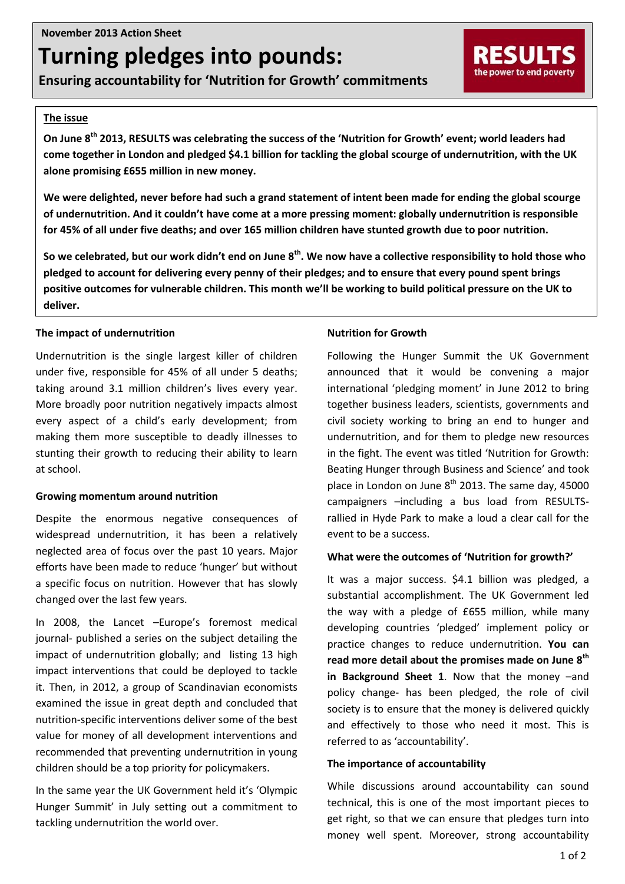**November 2013 Action Sheet**

# Turning pledges into pounds:

## Ensuring accountability for 'Nutrition for Growth' commitments

RESULTS the power to end poverty

**The issue**

**On June 8th 2013, RESULTS was celebrating the success of the 'Nutrition for Growth' event; world leaders had come together in London and pledged $4.1 billion for tackling the global scourge of undernutrition, with the UK alone promising £655 million in new money.**

**We were delighted, never before had such a grand statement of intent been made for ending the global scourge of undernutrition. And it couldn't have come at a more pressing moment: globally undernutrition is responsible for 45% of all under five deaths; and over 165 million children have stunted growth due to poor nutrition.**

**So we celebrated, but our work didn't end on June 8th. We now have a collective responsibility to hold those who pledged to account for delivering every penny of their pledges; and to ensure that every pound spent brings positive outcomes for vulnerable children. This month we'll be working to build political pressure on the UK to deliver.**

### The impact of undernutrition

Undernutrition is the single largest killer of children under five, responsible for 45% of all under 5 deaths; taking around 3.1 million children's lives every year. More broadly poor nutrition negatively impacts almost every aspect of a child's early development; from making them more susceptible to deadly illnesses to stunting their growth to reducing their ability to learn at school.

### Growing momentum around nutrition

Despite the enormous negative consequences of widespread undernutrition, it has been a relatively neglected area of focus over the past 10 years. Major efforts have been made to reduce 'hunger' but without a specific focus on nutrition. However that has slowly changed over the last few years.

In 2008, the Lancet –Europe's foremost medical journal- published a series on the subject detailing the impact of undernutrition globally; and listing 13 high impact interventions that could be deployed to tackle it. Then, in 2012, a group of Scandinavian economists examined the issue in great depth and concluded that nutrition-specific interventions deliver some of the best value for money of all development interventions and recommended that preventing undernutrition in young children should be a top priority for policymakers.

In the same year the UK Government held it's 'Olympic Hunger Summit' in July setting out a commitment to tackling undernutrition the world over.

### Nutrition for Growth

Following the Hunger Summit the UK Government announced that it would be convening a major international 'pledging moment' in June 2012 to bring together business leaders, scientists, governments and civil society working to bring an end to hunger and undernutrition, and for them to pledge new resources in the fight. The event was titled 'Nutrition for Growth: Beating Hunger through Business and Science' and took place in London on June 8th 2013. The same day, 45000 campaigners –including a bus load from RESULTS- rallied in Hyde Park to make a loud a clear call for the event to be a success.

### What were the outcomes of 'Nutrition for growth?'

It was a major success. $4.1 billion was pledged, a substantial accomplishment. The UK Government led the way with a pledge of £655 million, while many developing countries 'pledged' implement policy or practice changes to reduce undernutrition. **You can read more detail about the promises made on June 8th in Background Sheet 1**. Now that the money –and policy change- has been pledged, the role of civil society is to ensure that the money is delivered quickly and effectively to those who need it most. This is referred to as 'accountability'.

### The importance of accountability

While discussions around accountability can sound technical, this is one of the most important pieces to get right, so that we can ensure that pledges turn into money well spent. Moreover, strong accountability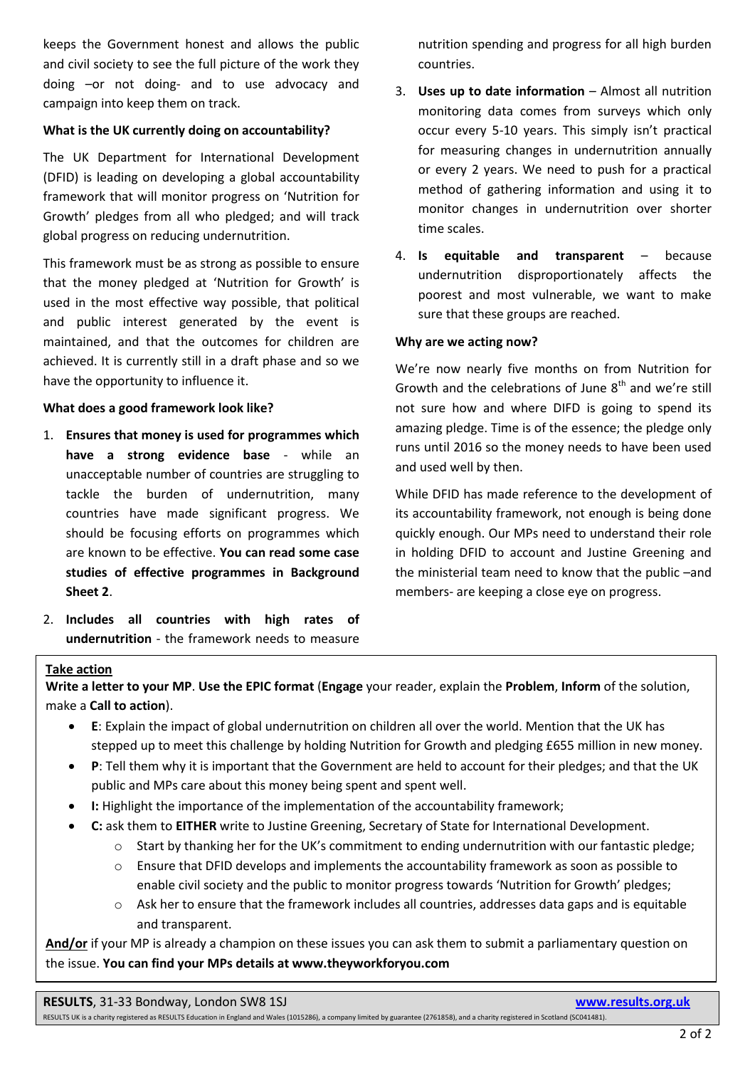keeps the Government honest and allows the public and civil society to see the full picture of the work they doing –or not doing- and to use advocacy and campaign into keep them on track.

**What is the UK currently doing on accountability?**

The UK Department for International Development (DFID) is leading on developing a global accountability framework that will monitor progress on 'Nutrition for Growth' pledges from all who pledged; and will track global progress on reducing undernutrition.

This framework must be as strong as possible to ensure that the money pledged at 'Nutrition for Growth' is used in the most effective way possible, that political and public interest generated by the event is maintained, and that the outcomes for children are achieved. It is currently still in a draft phase and so we have the opportunity to influence it.

**What does a good framework look like?**

1. **Ensures that money is used for programmes which have a strong evidence base** - while an unacceptable number of countries are struggling to tackle the burden of undernutrition, many countries have made significant progress. We should be focusing efforts on programmes which are known to be effective. **You can read some case studies of effective programmes in Background Sheet 2**.
2. **Includes all countries with high rates of undernutrition** - the framework needs to measure nutrition spending and progress for all high burden countries.
3. **Uses up to date information** – Almost all nutrition monitoring data comes from surveys which only occur every 5-10 years. This simply isn't practical for measuring changes in undernutrition annually or every 2 years. We need to push for a practical method of gathering information and using it to monitor changes in undernutrition over shorter time scales.
4. **Is equitable and transparent** – because undernutrition disproportionately affects the poorest and most vulnerable, we want to make sure that these groups are reached.

**Why are we acting now?**

We're now nearly five months on from Nutrition for Growth and the celebrations of June 8th and we're still not sure how and where DIFD is going to spend its amazing pledge. Time is of the essence; the pledge only runs until 2016 so the money needs to have been used and used well by then.

While DFID has made reference to the development of its accountability framework, not enough is being done quickly enough. Our MPs need to understand their role in holding DFID to account and Justine Greening and the ministerial team need to know that the public –and members- are keeping a close eye on progress.

**Take action**

**Write a letter to your MP**. **Use the EPIC format** (**Engage** your reader, explain the **Problem**, **Inform** of the solution, make a **Call to action**).

- **E**: Explain the impact of global undernutrition on children all over the world. Mention that the UK has stepped up to meet this challenge by holding Nutrition for Growth and pledging £655 million in new money.
- **P**: Tell them why it is important that the Government are held to account for their pledges; and that the UK public and MPs care about this money being spent and spent well.
- **I:** Highlight the importance of the implementation of the accountability framework;
- **C:** ask them to **EITHER** write to Justine Greening, Secretary of State for International Development.
  - Start by thanking her for the UK's commitment to ending undernutrition with our fantastic pledge;
  - Ensure that DFID develops and implements the accountability framework as soon as possible to enable civil society and the public to monitor progress towards 'Nutrition for Growth' pledges;
  - Ask her to ensure that the framework includes all countries, addresses data gaps and is equitable and transparent.

**And/or** if your MP is already a champion on these issues you can ask them to submit a parliamentary question on the issue. **You can find your MPs details at www.theyworkforyou.com**

**RESULTS**, 31-33 Bondway, London SW8 1SJ **www.results.org.uk**

RESULTS UK is a charity registered as RESULTS Education in England and Wales (1015286), a company limited by guarantee (2761858), and a charity registered in Scotland (SC041481).